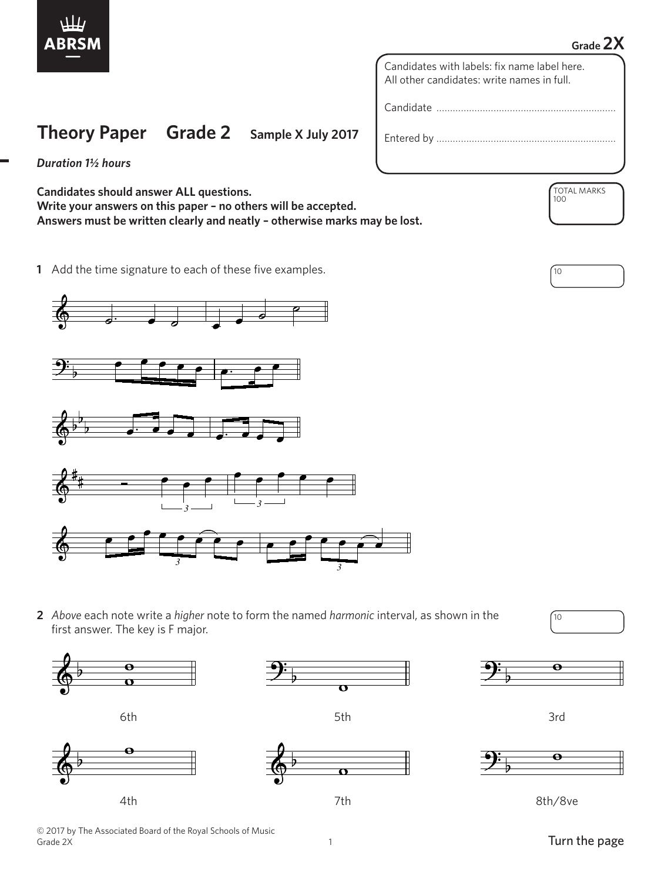Grade **2X**

Candidates with labels: fix name label here.
All other candidates: write names in full.

Candidate ..................................................................

Entered by ..................................................................

# Theory Paper Grade 2 Sample X July 2017

***Duration 1½ hours***

TOTAL MARKS 100

**Candidates should answer ALL questions.**
**Write your answers on this paper – no others will be accepted.**
**Answers must be written clearly and neatly – otherwise marks may be lost.**

**1** Add the time signature to each of these five examples.

10

**2** *Above* each note write a *higher* note to form the named *harmonic* interval, as shown in the first answer. The key is F major.

10

6th 5th 3rd

4th 7th 8th/8ve

© 2017 by The Associated Board of the Royal Schools of Music
Grade 2X

Turn the page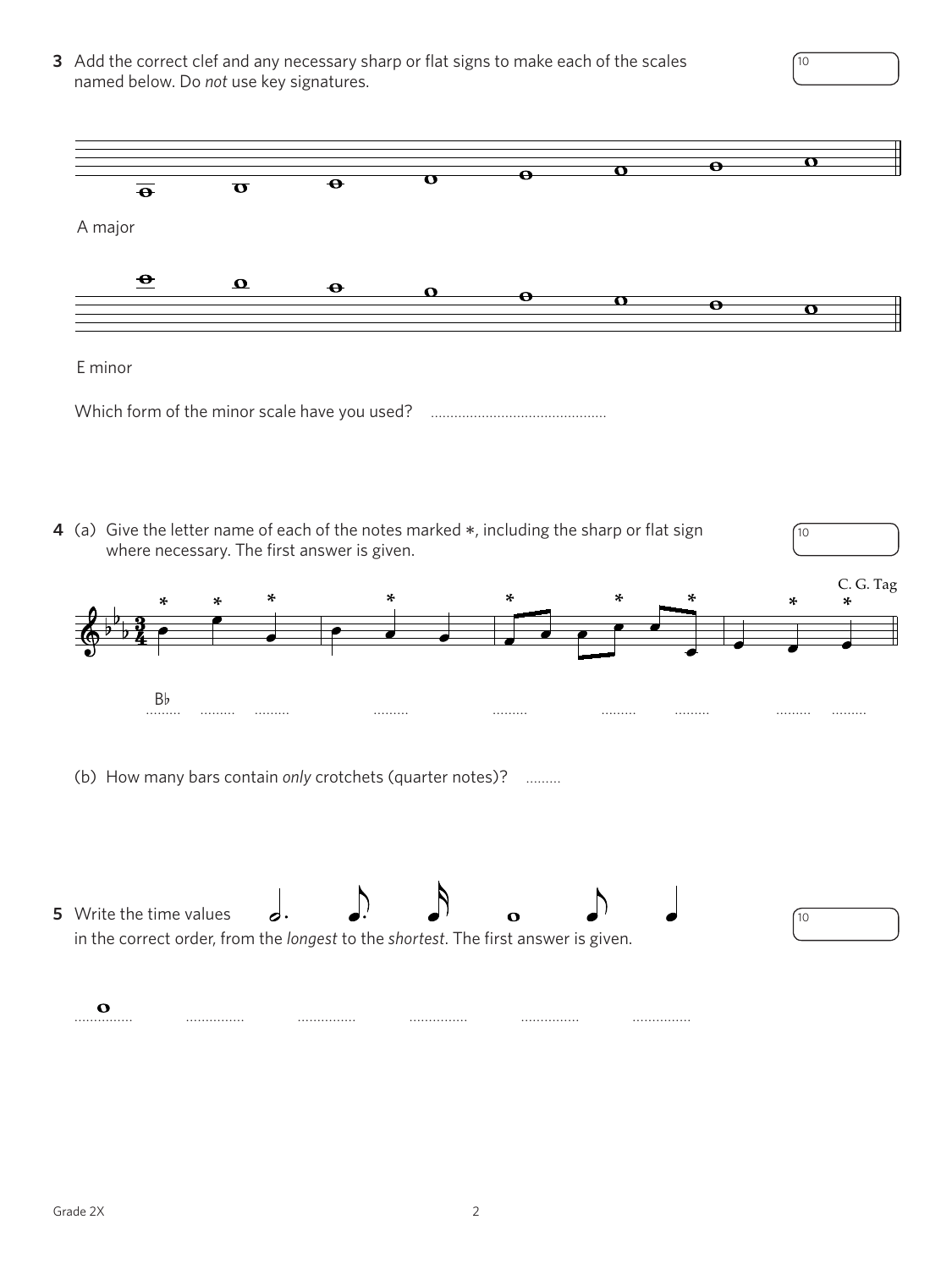**3** Add the correct clef and any necessary sharp or flat signs to make each of the scales named below. Do *not* use key signatures.

10

A major

E minor

Which form of the minor scale have you used? .............................................

**4** (a) Give the letter name of each of the notes marked ∗, including the sharp or flat sign where necessary. The first answer is given.

10

C. G. Tag

B♭ ......... ......... ......... ......... ......... ......... ......... ......... .........

(b) How many bars contain *only* crotchets (quarter notes)? .........

**5** Write the time values in the correct order, from the *longest* to the *shortest*. The first answer is given.

10

............... ............... ............... ............... ............... ...............

Grade 2X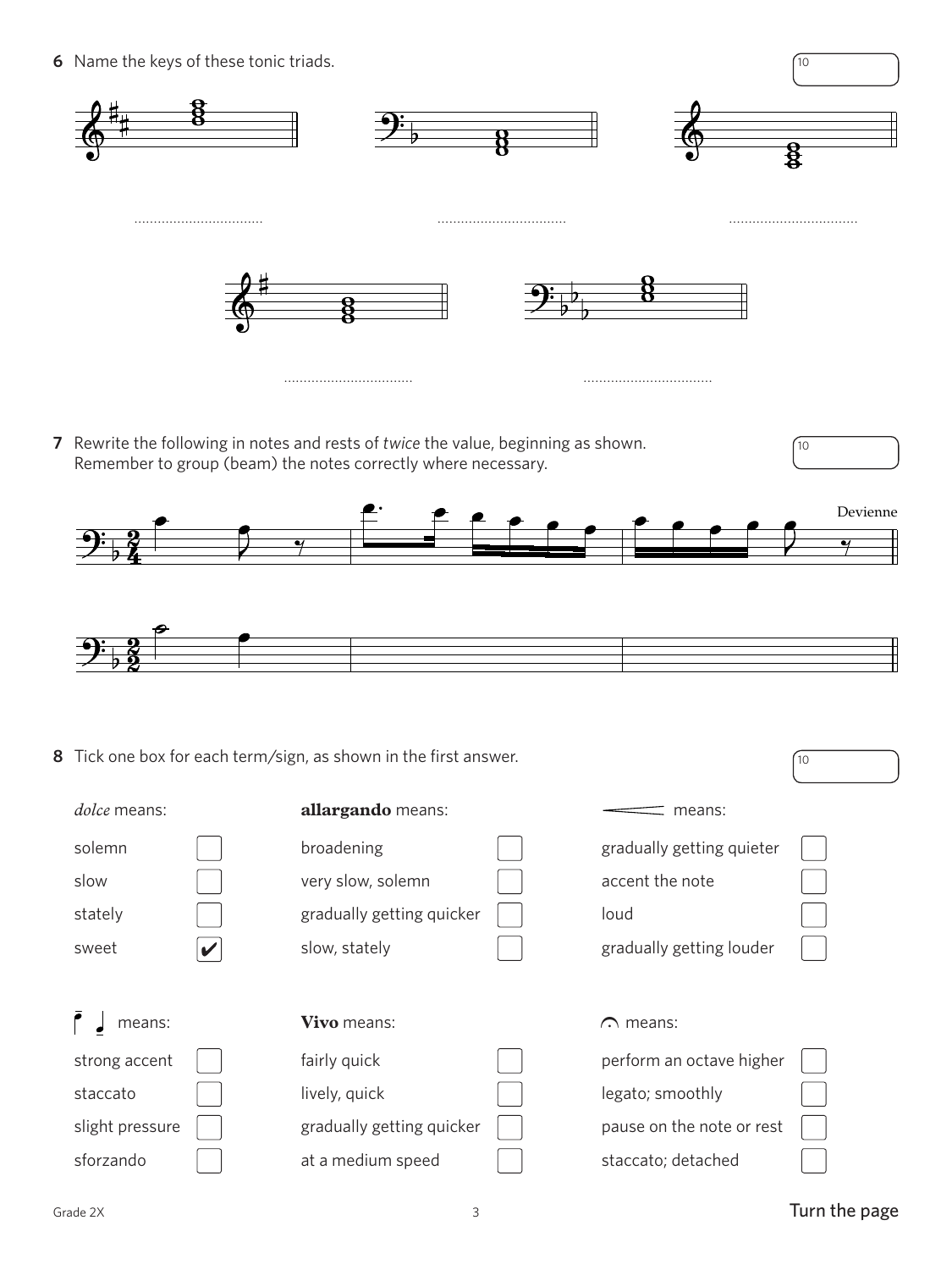**6** Name the keys of these tonic triads.

10

.................................

.................................

.................................

.................................

.................................

**7** Rewrite the following in notes and rests of *twice* the value, beginning as shown.
Remember to group (beam) the notes correctly where necessary.

10

Devienne

**8** Tick one box for each term/sign, as shown in the first answer.

10

*dolce* means:

- solemn
- slow
- stately
- sweet ✔

**allargando** means:

- broadening
- very slow, solemn
- gradually getting quicker
- slow, stately

means:

- gradually getting quieter
- accent the note
- loud
- gradually getting louder

means:

- strong accent
- staccato
- slight pressure
- sforzando

**Vivo** means:

- fairly quick
- lively, quick
- gradually getting quicker
- at a medium speed

means:

- perform an octave higher
- legato; smoothly
- pause on the note or rest
- staccato; detached

Turn the page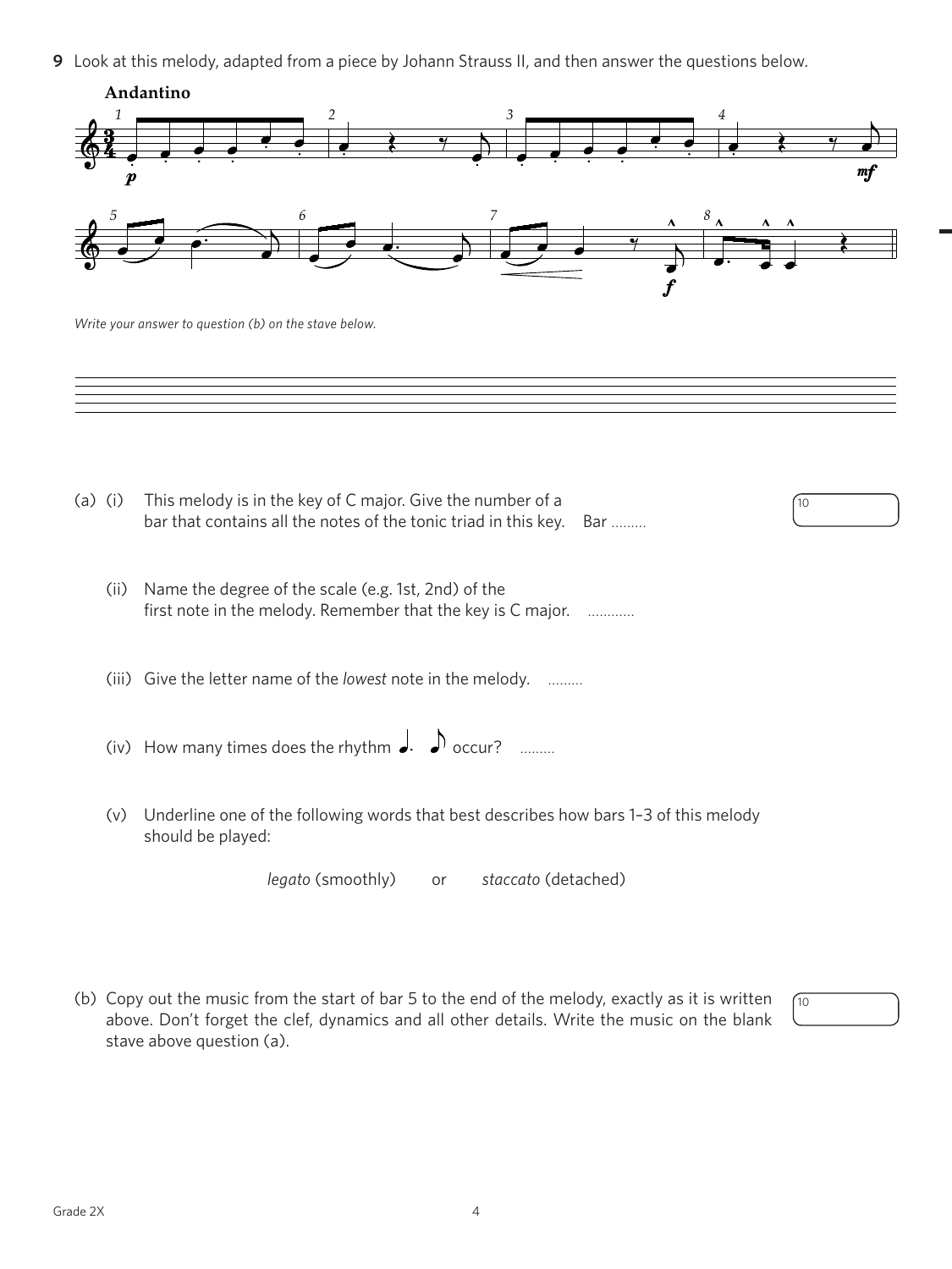**9** Look at this melody, adapted from a piece by Johann Strauss II, and then answer the questions below.

**Andantino**

*Write your answer to question (b) on the stave below.*

(a) (i) This melody is in the key of C major. Give the number of a bar that contains all the notes of the tonic triad in this key. Bar .........

10

(ii) Name the degree of the scale (e.g. 1st, 2nd) of the first note in the melody. Remember that the key is C major. ............

(iii) Give the letter name of the *lowest* note in the melody. .........

(iv) How many times does the rhythm ♩. ♪ occur? .........

(v) Underline one of the following words that best describes how bars 1–3 of this melody should be played:

*legato* (smoothly) or *staccato* (detached)

(b) Copy out the music from the start of bar 5 to the end of the melody, exactly as it is written above. Don't forget the clef, dynamics and all other details. Write the music on the blank stave above question (a).

10